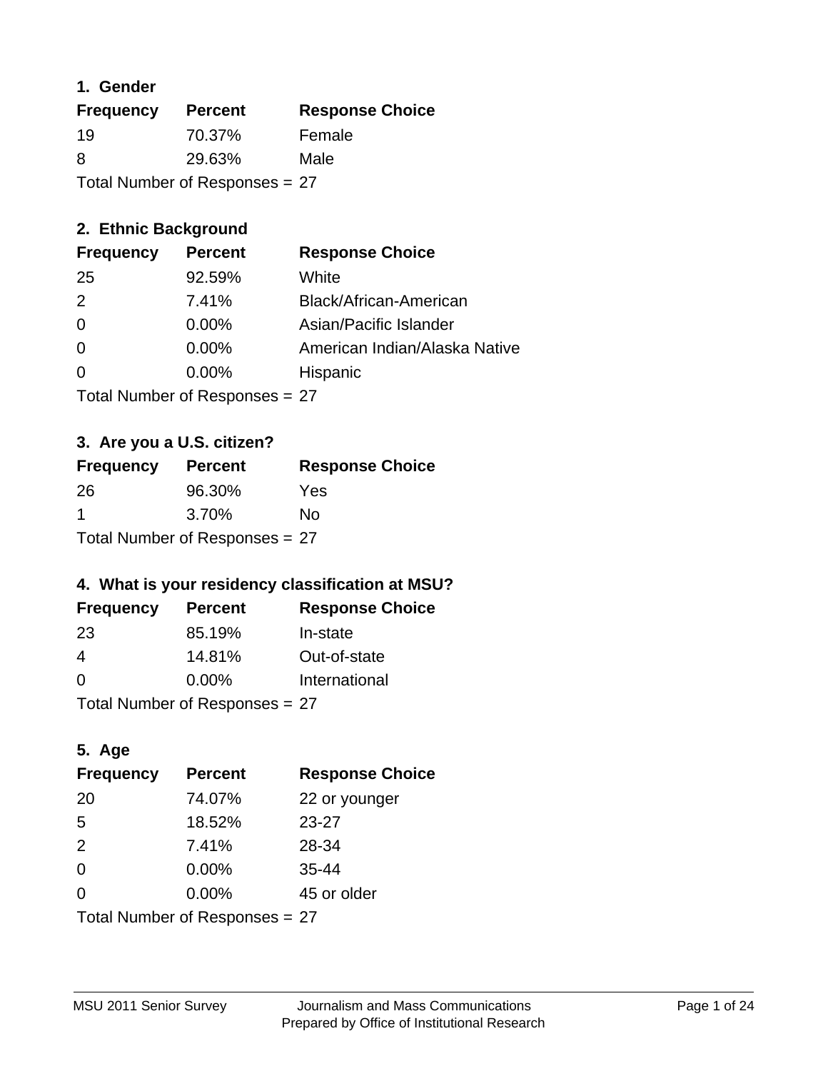### 1. Gender

| Frequency | Percent | Response Choice |
|---|---|---|
| 19 | 70.37% | Female |
| 8 | 29.63% | Male |

Total Number of Responses = 27

### 2. Ethnic Background

| Frequency | Percent | Response Choice |
|---|---|---|
| 25 | 92.59% | White |
| 2 | 7.41% | Black/African-American |
| 0 | 0.00% | Asian/Pacific Islander |
| 0 | 0.00% | American Indian/Alaska Native |
| 0 | 0.00% | Hispanic |

Total Number of Responses = 27

### 3. Are you a U.S. citizen?

| Frequency | Percent | Response Choice |
|---|---|---|
| 26 | 96.30% | Yes |
| 1 | 3.70% | No |

Total Number of Responses = 27

### 4. What is your residency classification at MSU?

| Frequency | Percent | Response Choice |
|---|---|---|
| 23 | 85.19% | In-state |
| 4 | 14.81% | Out-of-state |
| 0 | 0.00% | International |

Total Number of Responses = 27

### 5. Age

| Frequency | Percent | Response Choice |
|---|---|---|
| 20 | 74.07% | 22 or younger |
| 5 | 18.52% | 23-27 |
| 2 | 7.41% | 28-34 |
| 0 | 0.00% | 35-44 |
| 0 | 0.00% | 45 or older |

Total Number of Responses = 27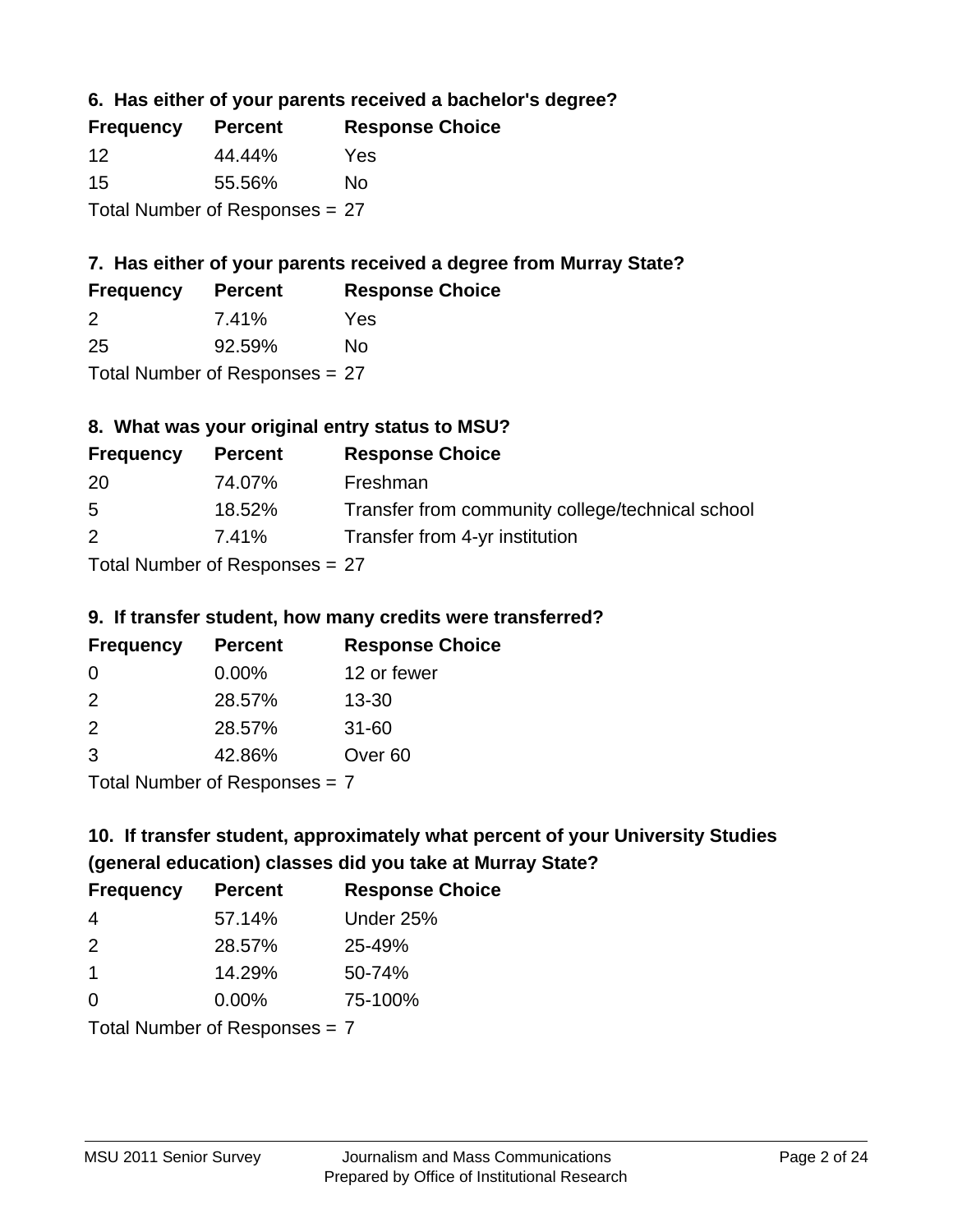### 6. Has either of your parents received a bachelor's degree?

| Frequency | Percent | Response Choice |
| --- | --- | --- |
| 12 | 44.44% | Yes |
| 15 | 55.56% | No |

Total Number of Responses = 27

### 7. Has either of your parents received a degree from Murray State?

| Frequency | Percent | Response Choice |
| --- | --- | --- |
| 2 | 7.41% | Yes |
| 25 | 92.59% | No |

Total Number of Responses = 27

### 8. What was your original entry status to MSU?

| Frequency | Percent | Response Choice |
| --- | --- | --- |
| 20 | 74.07% | Freshman |
| 5 | 18.52% | Transfer from community college/technical school |
| 2 | 7.41% | Transfer from 4-yr institution |

Total Number of Responses = 27

### 9. If transfer student, how many credits were transferred?

| Frequency | Percent | Response Choice |
| --- | --- | --- |
| 0 | 0.00% | 12 or fewer |
| 2 | 28.57% | 13-30 |
| 2 | 28.57% | 31-60 |
| 3 | 42.86% | Over 60 |

Total Number of Responses = 7

### 10. If transfer student, approximately what percent of your University Studies (general education) classes did you take at Murray State?

| Frequency | Percent | Response Choice |
| --- | --- | --- |
| 4 | 57.14% | Under 25% |
| 2 | 28.57% | 25-49% |
| 1 | 14.29% | 50-74% |
| 0 | 0.00% | 75-100% |

Total Number of Responses = 7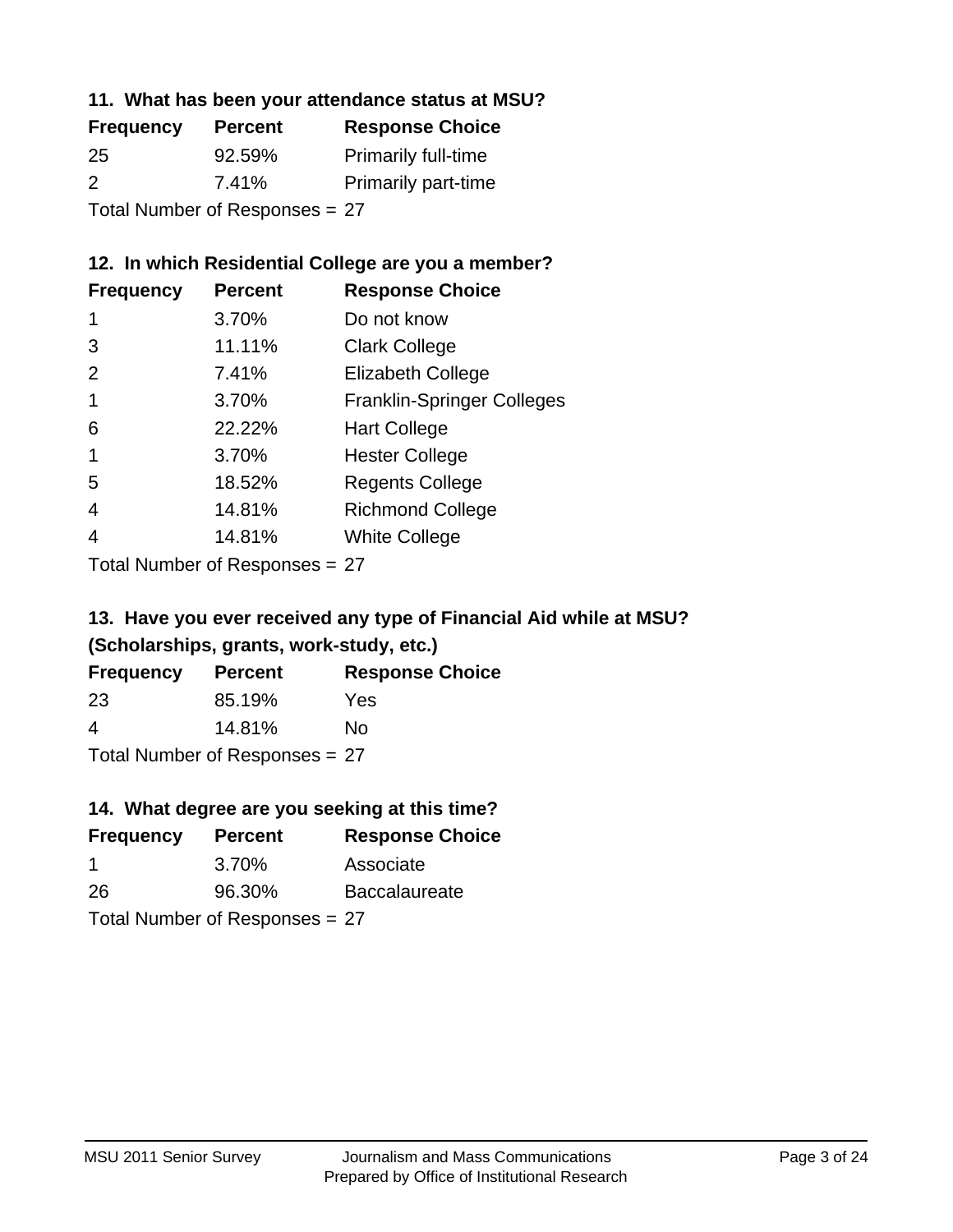### 11. What has been your attendance status at MSU?

| Frequency | Percent | Response Choice |
| --- | --- | --- |
| 25 | 92.59% | Primarily full-time |
| 2 | 7.41% | Primarily part-time |

Total Number of Responses = 27

### 12. In which Residential College are you a member?

| Frequency | Percent | Response Choice |
| --- | --- | --- |
| 1 | 3.70% | Do not know |
| 3 | 11.11% | Clark College |
| 2 | 7.41% | Elizabeth College |
| 1 | 3.70% | Franklin-Springer Colleges |
| 6 | 22.22% | Hart College |
| 1 | 3.70% | Hester College |
| 5 | 18.52% | Regents College |
| 4 | 14.81% | Richmond College |
| 4 | 14.81% | White College |

Total Number of Responses = 27

### 13. Have you ever received any type of Financial Aid while at MSU? (Scholarships, grants, work-study, etc.)

| Frequency | Percent | Response Choice |
| --- | --- | --- |
| 23 | 85.19% | Yes |
| 4 | 14.81% | No |

Total Number of Responses = 27

### 14. What degree are you seeking at this time?

| Frequency | Percent | Response Choice |
| --- | --- | --- |
| 1 | 3.70% | Associate |
| 26 | 96.30% | Baccalaureate |

Total Number of Responses = 27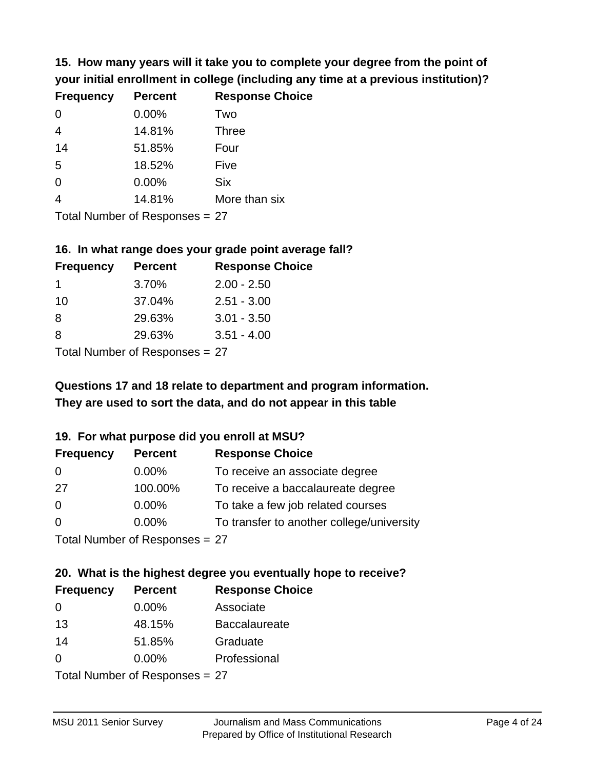**15. How many years will it take you to complete your degree from the point of your initial enrollment in college (including any time at a previous institution)?**

| Frequency | Percent | Response Choice |
|---|---|---|
| 0 | 0.00% | Two |
| 4 | 14.81% | Three |
| 14 | 51.85% | Four |
| 5 | 18.52% | Five |
| 0 | 0.00% | Six |
| 4 | 14.81% | More than six |

Total Number of Responses = 27

**16. In what range does your grade point average fall?**

| Frequency | Percent | Response Choice |
|---|---|---|
| 1 | 3.70% | 2.00 - 2.50 |
| 10 | 37.04% | 2.51 - 3.00 |
| 8 | 29.63% | 3.01 - 3.50 |
| 8 | 29.63% | 3.51 - 4.00 |

Total Number of Responses = 27

**Questions 17 and 18 relate to department and program information. They are used to sort the data, and do not appear in this table**

**19. For what purpose did you enroll at MSU?**

| Frequency | Percent | Response Choice |
|---|---|---|
| 0 | 0.00% | To receive an associate degree |
| 27 | 100.00% | To receive a baccalaureate degree |
| 0 | 0.00% | To take a few job related courses |
| 0 | 0.00% | To transfer to another college/university |

Total Number of Responses = 27

**20. What is the highest degree you eventually hope to receive?**

| Frequency | Percent | Response Choice |
|---|---|---|
| 0 | 0.00% | Associate |
| 13 | 48.15% | Baccalaureate |
| 14 | 51.85% | Graduate |
| 0 | 0.00% | Professional |

Total Number of Responses = 27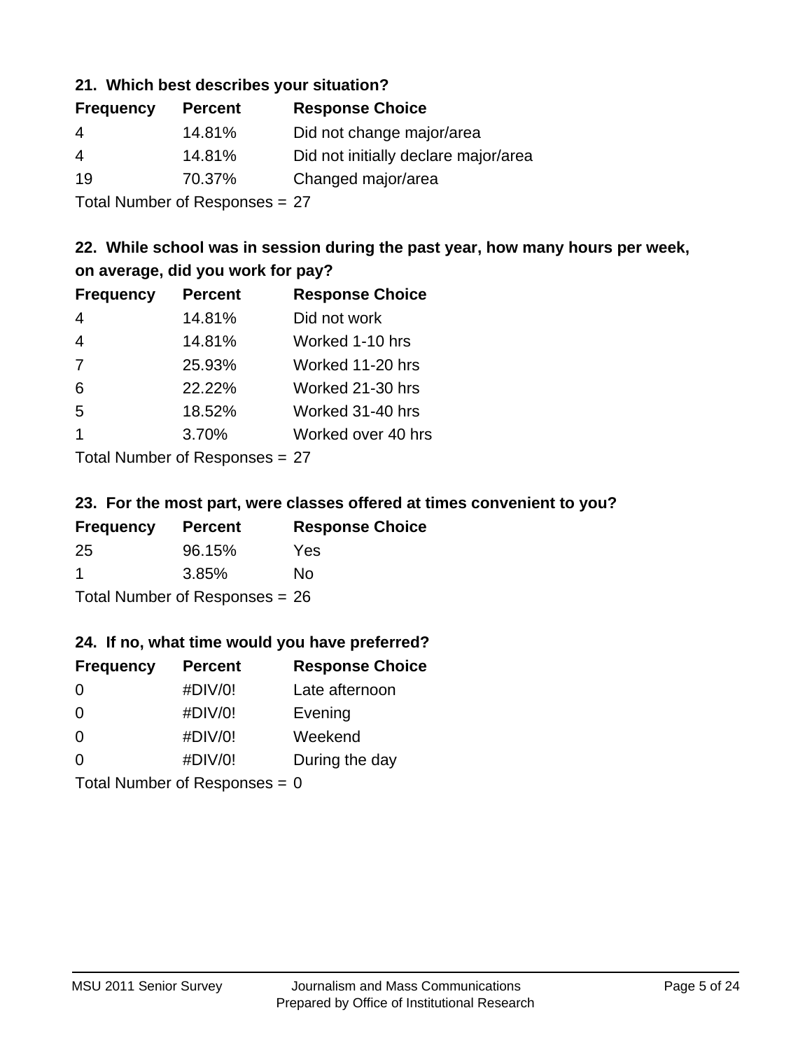### 21. Which best describes your situation?

| Frequency | Percent | Response Choice |
|---|---|---|
| 4 | 14.81% | Did not change major/area |
| 4 | 14.81% | Did not initially declare major/area |
| 19 | 70.37% | Changed major/area |

Total Number of Responses = 27

### 22. While school was in session during the past year, how many hours per week, on average, did you work for pay?

| Frequency | Percent | Response Choice |
|---|---|---|
| 4 | 14.81% | Did not work |
| 4 | 14.81% | Worked 1-10 hrs |
| 7 | 25.93% | Worked 11-20 hrs |
| 6 | 22.22% | Worked 21-30 hrs |
| 5 | 18.52% | Worked 31-40 hrs |
| 1 | 3.70% | Worked over 40 hrs |

Total Number of Responses = 27

### 23. For the most part, were classes offered at times convenient to you?

| Frequency | Percent | Response Choice |
|---|---|---|
| 25 | 96.15% | Yes |
| 1 | 3.85% | No |

Total Number of Responses = 26

### 24. If no, what time would you have preferred?

| Frequency | Percent | Response Choice |
|---|---|---|
| 0 | #DIV/0! | Late afternoon |
| 0 | #DIV/0! | Evening |
| 0 | #DIV/0! | Weekend |
| 0 | #DIV/0! | During the day |

Total Number of Responses = 0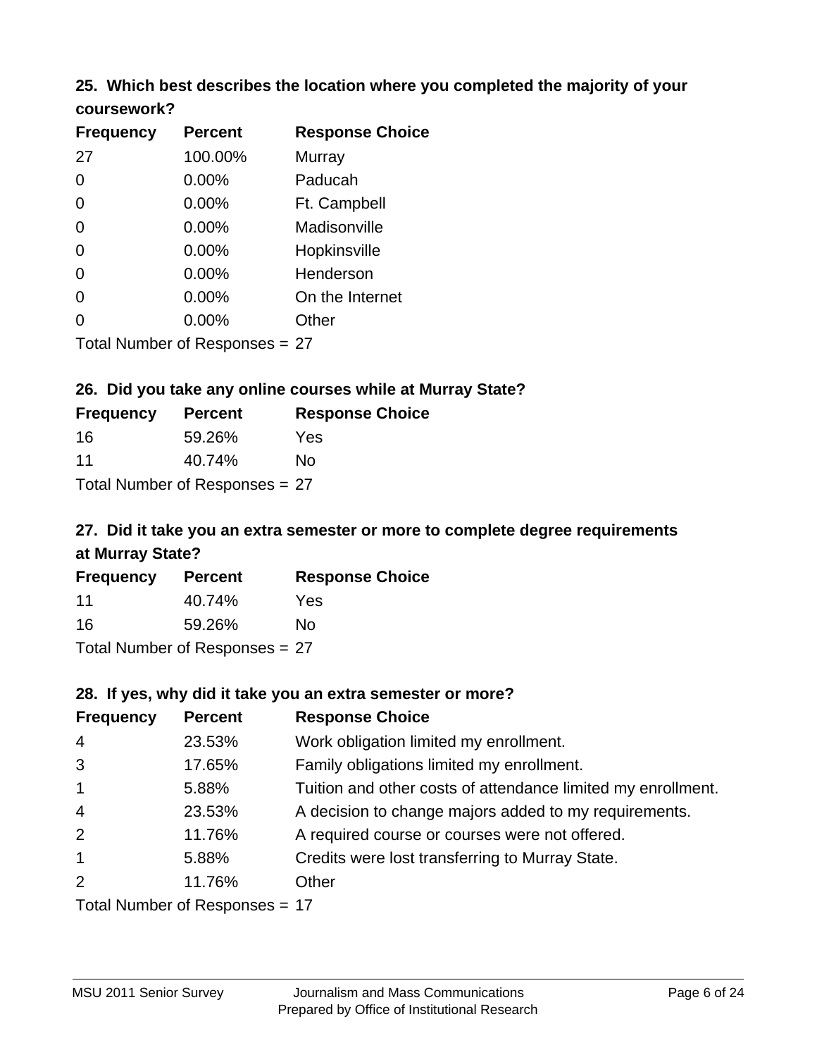### 25. Which best describes the location where you completed the majority of your coursework?

| Frequency | Percent | Response Choice |
|---|---|---|
| 27 | 100.00% | Murray |
| 0 | 0.00% | Paducah |
| 0 | 0.00% | Ft. Campbell |
| 0 | 0.00% | Madisonville |
| 0 | 0.00% | Hopkinsville |
| 0 | 0.00% | Henderson |
| 0 | 0.00% | On the Internet |
| 0 | 0.00% | Other |

Total Number of Responses = 27

### 26. Did you take any online courses while at Murray State?

| Frequency | Percent | Response Choice |
|---|---|---|
| 16 | 59.26% | Yes |
| 11 | 40.74% | No |

Total Number of Responses = 27

### 27. Did it take you an extra semester or more to complete degree requirements at Murray State?

| Frequency | Percent | Response Choice |
|---|---|---|
| 11 | 40.74% | Yes |
| 16 | 59.26% | No |

Total Number of Responses = 27

### 28. If yes, why did it take you an extra semester or more?

| Frequency | Percent | Response Choice |
|---|---|---|
| 4 | 23.53% | Work obligation limited my enrollment. |
| 3 | 17.65% | Family obligations limited my enrollment. |
| 1 | 5.88% | Tuition and other costs of attendance limited my enrollment. |
| 4 | 23.53% | A decision to change majors added to my requirements. |
| 2 | 11.76% | A required course or courses were not offered. |
| 1 | 5.88% | Credits were lost transferring to Murray State. |
| 2 | 11.76% | Other |

Total Number of Responses = 17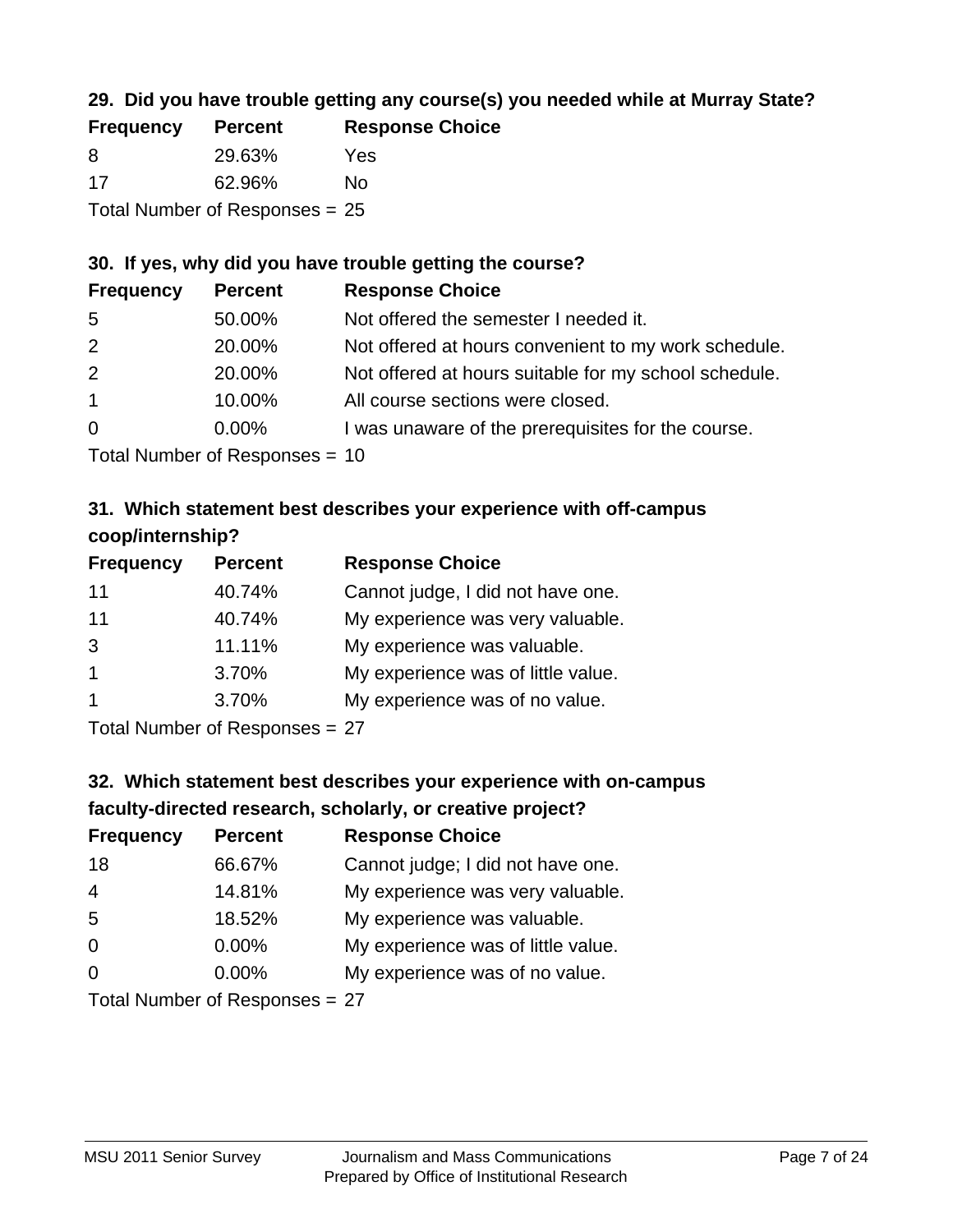### 29. Did you have trouble getting any course(s) you needed while at Murray State?

| Frequency | Percent | Response Choice |
| --- | --- | --- |
| 8 | 29.63% | Yes |
| 17 | 62.96% | No |

Total Number of Responses = 25

### 30. If yes, why did you have trouble getting the course?

| Frequency | Percent | Response Choice |
| --- | --- | --- |
| 5 | 50.00% | Not offered the semester I needed it. |
| 2 | 20.00% | Not offered at hours convenient to my work schedule. |
| 2 | 20.00% | Not offered at hours suitable for my school schedule. |
| 1 | 10.00% | All course sections were closed. |
| 0 | 0.00% | I was unaware of the prerequisites for the course. |

Total Number of Responses = 10

### 31. Which statement best describes your experience with off-campus coop/internship?

| Frequency | Percent | Response Choice |
| --- | --- | --- |
| 11 | 40.74% | Cannot judge, I did not have one. |
| 11 | 40.74% | My experience was very valuable. |
| 3 | 11.11% | My experience was valuable. |
| 1 | 3.70% | My experience was of little value. |
| 1 | 3.70% | My experience was of no value. |

Total Number of Responses = 27

### 32. Which statement best describes your experience with on-campus faculty-directed research, scholarly, or creative project?

| Frequency | Percent | Response Choice |
| --- | --- | --- |
| 18 | 66.67% | Cannot judge; I did not have one. |
| 4 | 14.81% | My experience was very valuable. |
| 5 | 18.52% | My experience was valuable. |
| 0 | 0.00% | My experience was of little value. |
| 0 | 0.00% | My experience was of no value. |

Total Number of Responses = 27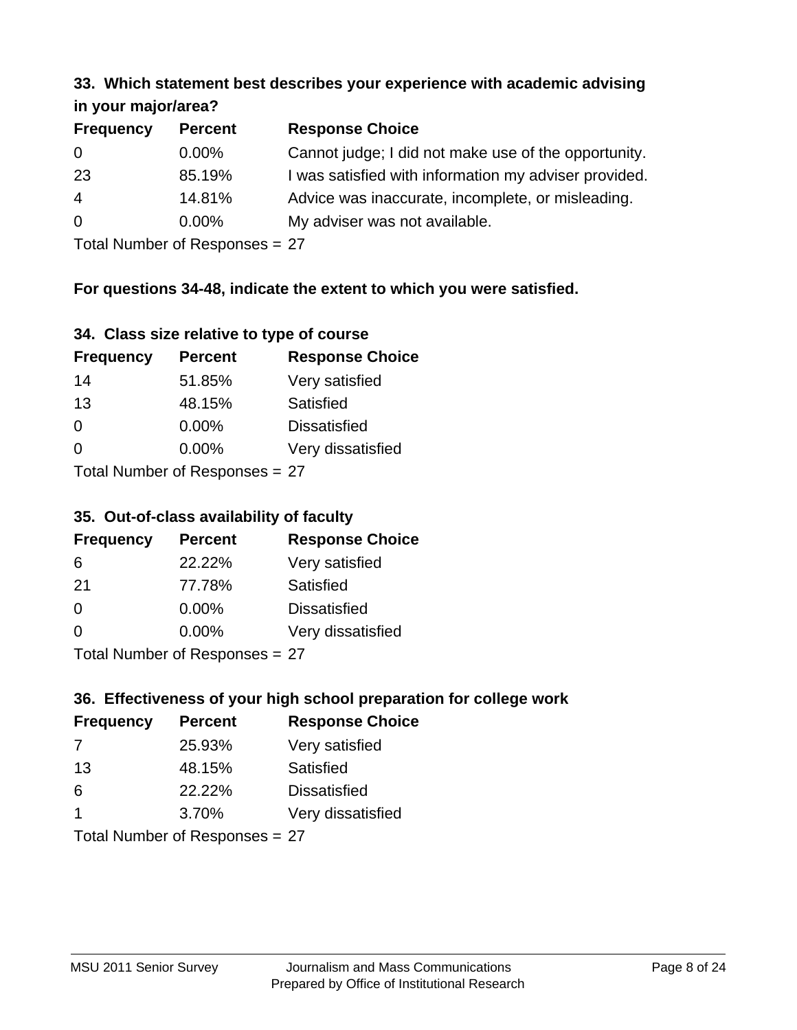### 33. Which statement best describes your experience with academic advising in your major/area?

| Frequency | Percent | Response Choice |
| --- | --- | --- |
| 0 | 0.00% | Cannot judge; I did not make use of the opportunity. |
| 23 | 85.19% | I was satisfied with information my adviser provided. |
| 4 | 14.81% | Advice was inaccurate, incomplete, or misleading. |
| 0 | 0.00% | My adviser was not available. |

Total Number of Responses = 27

**For questions 34-48, indicate the extent to which you were satisfied.**

### 34. Class size relative to type of course

| Frequency | Percent | Response Choice |
| --- | --- | --- |
| 14 | 51.85% | Very satisfied |
| 13 | 48.15% | Satisfied |
| 0 | 0.00% | Dissatisfied |
| 0 | 0.00% | Very dissatisfied |

Total Number of Responses = 27

### 35. Out-of-class availability of faculty

| Frequency | Percent | Response Choice |
| --- | --- | --- |
| 6 | 22.22% | Very satisfied |
| 21 | 77.78% | Satisfied |
| 0 | 0.00% | Dissatisfied |
| 0 | 0.00% | Very dissatisfied |

Total Number of Responses = 27

### 36. Effectiveness of your high school preparation for college work

| Frequency | Percent | Response Choice |
| --- | --- | --- |
| 7 | 25.93% | Very satisfied |
| 13 | 48.15% | Satisfied |
| 6 | 22.22% | Dissatisfied |
| 1 | 3.70% | Very dissatisfied |

Total Number of Responses = 27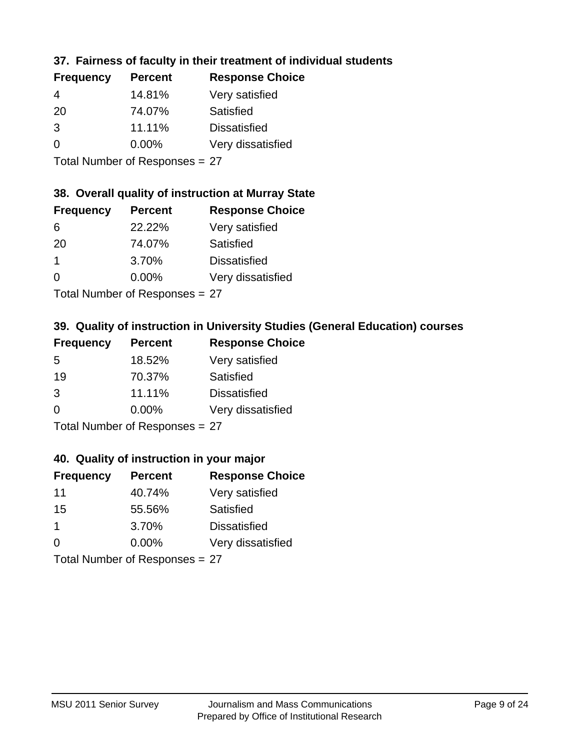### 37. Fairness of faculty in their treatment of individual students

| Frequency | Percent | Response Choice |
| --- | --- | --- |
| 4 | 14.81% | Very satisfied |
| 20 | 74.07% | Satisfied |
| 3 | 11.11% | Dissatisfied |
| 0 | 0.00% | Very dissatisfied |

Total Number of Responses = 27

### 38. Overall quality of instruction at Murray State

| Frequency | Percent | Response Choice |
| --- | --- | --- |
| 6 | 22.22% | Very satisfied |
| 20 | 74.07% | Satisfied |
| 1 | 3.70% | Dissatisfied |
| 0 | 0.00% | Very dissatisfied |

Total Number of Responses = 27

### 39. Quality of instruction in University Studies (General Education) courses

| Frequency | Percent | Response Choice |
| --- | --- | --- |
| 5 | 18.52% | Very satisfied |
| 19 | 70.37% | Satisfied |
| 3 | 11.11% | Dissatisfied |
| 0 | 0.00% | Very dissatisfied |

Total Number of Responses = 27

### 40. Quality of instruction in your major

| Frequency | Percent | Response Choice |
| --- | --- | --- |
| 11 | 40.74% | Very satisfied |
| 15 | 55.56% | Satisfied |
| 1 | 3.70% | Dissatisfied |
| 0 | 0.00% | Very dissatisfied |

Total Number of Responses = 27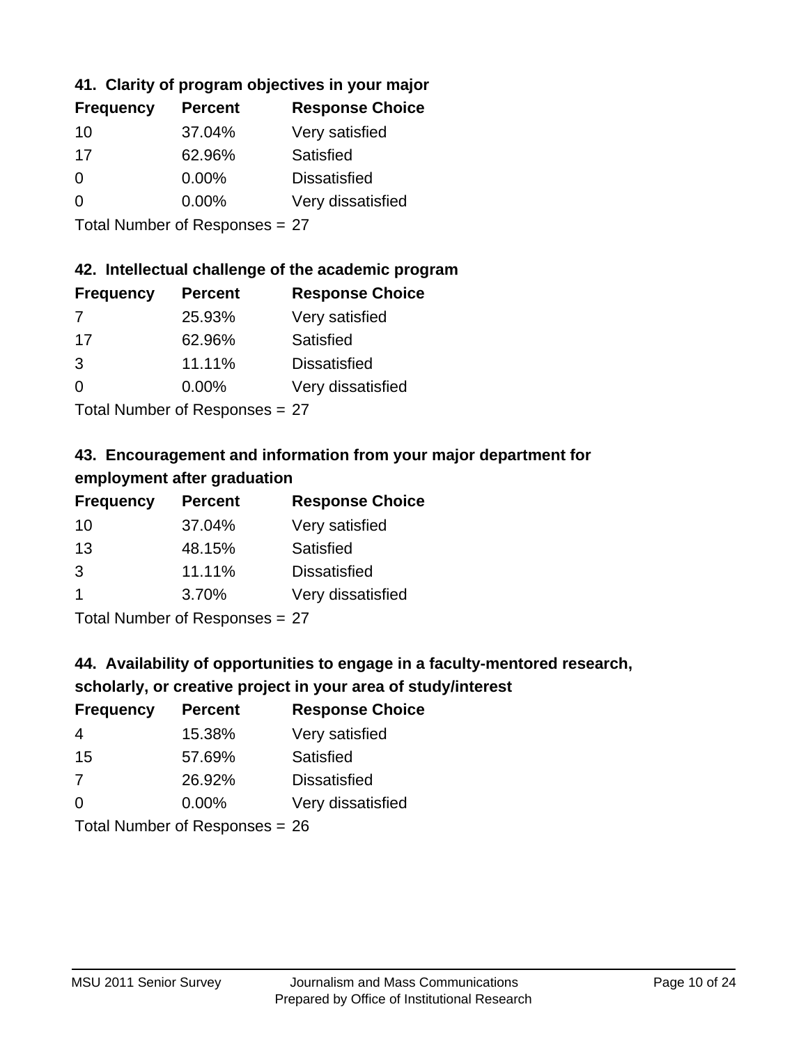### 41. Clarity of program objectives in your major

| Frequency | Percent | Response Choice |
|---|---|---|
| 10 | 37.04% | Very satisfied |
| 17 | 62.96% | Satisfied |
| 0 | 0.00% | Dissatisfied |
| 0 | 0.00% | Very dissatisfied |

Total Number of Responses = 27

### 42. Intellectual challenge of the academic program

| Frequency | Percent | Response Choice |
|---|---|---|
| 7 | 25.93% | Very satisfied |
| 17 | 62.96% | Satisfied |
| 3 | 11.11% | Dissatisfied |
| 0 | 0.00% | Very dissatisfied |

Total Number of Responses = 27

### 43. Encouragement and information from your major department for employment after graduation

| Frequency | Percent | Response Choice |
|---|---|---|
| 10 | 37.04% | Very satisfied |
| 13 | 48.15% | Satisfied |
| 3 | 11.11% | Dissatisfied |
| 1 | 3.70% | Very dissatisfied |

Total Number of Responses = 27

### 44. Availability of opportunities to engage in a faculty-mentored research, scholarly, or creative project in your area of study/interest

| Frequency | Percent | Response Choice |
|---|---|---|
| 4 | 15.38% | Very satisfied |
| 15 | 57.69% | Satisfied |
| 7 | 26.92% | Dissatisfied |
| 0 | 0.00% | Very dissatisfied |

Total Number of Responses = 26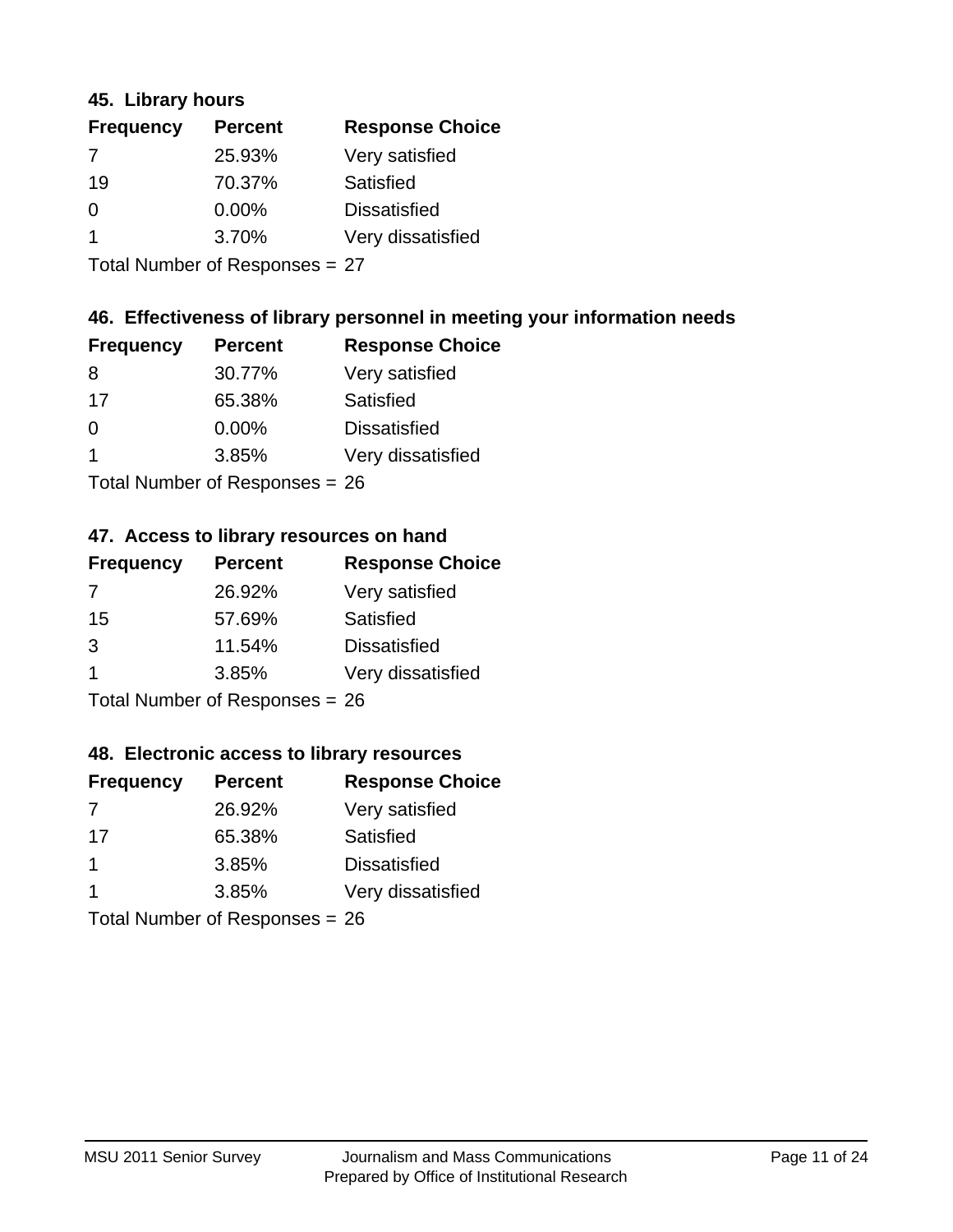### 45. Library hours

| Frequency | Percent | Response Choice |
|---|---|---|
| 7 | 25.93% | Very satisfied |
| 19 | 70.37% | Satisfied |
| 0 | 0.00% | Dissatisfied |
| 1 | 3.70% | Very dissatisfied |

Total Number of Responses = 27

### 46. Effectiveness of library personnel in meeting your information needs

| Frequency | Percent | Response Choice |
|---|---|---|
| 8 | 30.77% | Very satisfied |
| 17 | 65.38% | Satisfied |
| 0 | 0.00% | Dissatisfied |
| 1 | 3.85% | Very dissatisfied |

Total Number of Responses = 26

### 47. Access to library resources on hand

| Frequency | Percent | Response Choice |
|---|---|---|
| 7 | 26.92% | Very satisfied |
| 15 | 57.69% | Satisfied |
| 3 | 11.54% | Dissatisfied |
| 1 | 3.85% | Very dissatisfied |

Total Number of Responses = 26

### 48. Electronic access to library resources

| Frequency | Percent | Response Choice |
|---|---|---|
| 7 | 26.92% | Very satisfied |
| 17 | 65.38% | Satisfied |
| 1 | 3.85% | Dissatisfied |
| 1 | 3.85% | Very dissatisfied |

Total Number of Responses = 26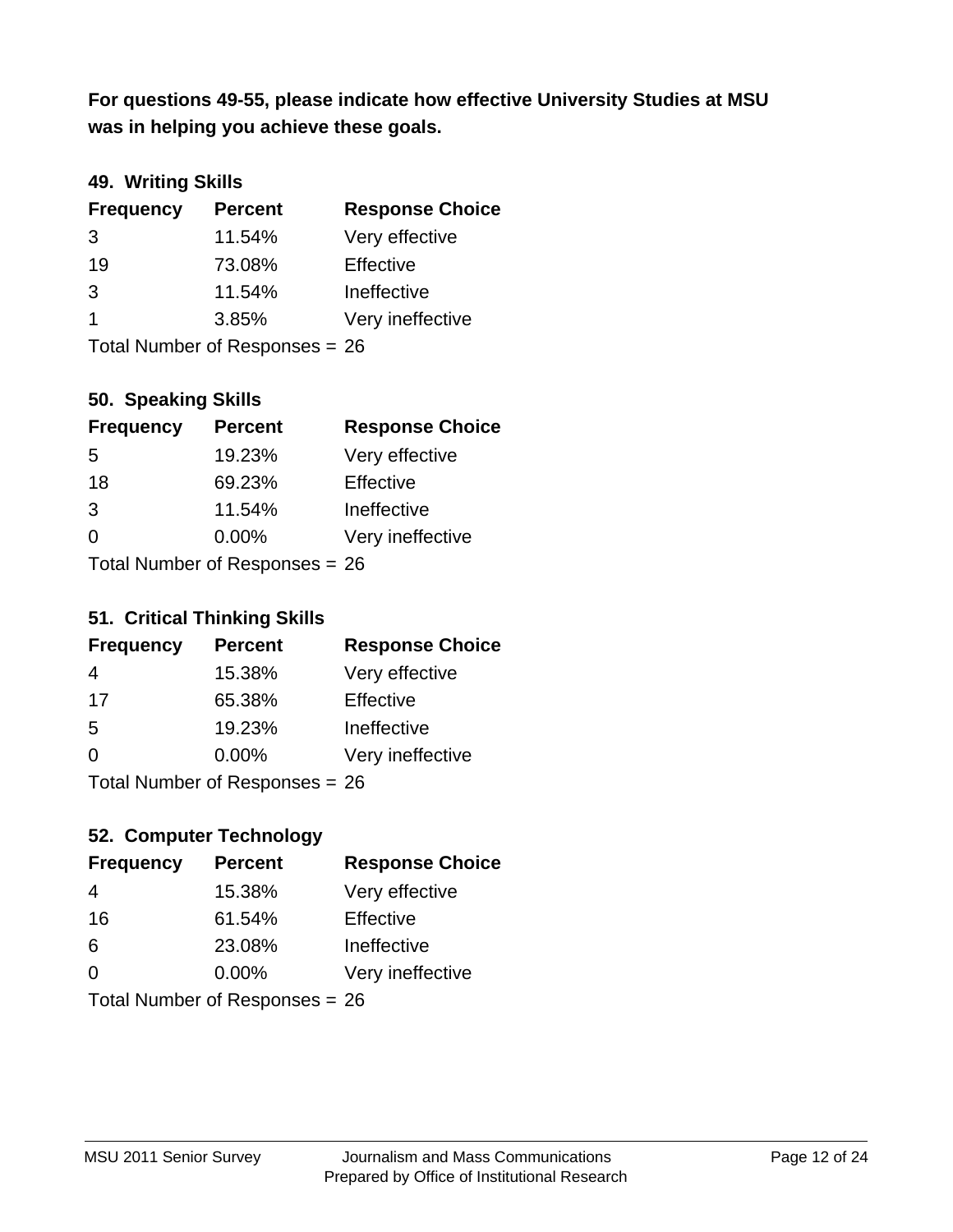**For questions 49-55, please indicate how effective University Studies at MSU was in helping you achieve these goals.**

### 49. Writing Skills

| Frequency | Percent | Response Choice |
|---|---|---|
| 3 | 11.54% | Very effective |
| 19 | 73.08% | Effective |
| 3 | 11.54% | Ineffective |
| 1 | 3.85% | Very ineffective |

Total Number of Responses = 26

### 50. Speaking Skills

| Frequency | Percent | Response Choice |
|---|---|---|
| 5 | 19.23% | Very effective |
| 18 | 69.23% | Effective |
| 3 | 11.54% | Ineffective |
| 0 | 0.00% | Very ineffective |

Total Number of Responses = 26

### 51. Critical Thinking Skills

| Frequency | Percent | Response Choice |
|---|---|---|
| 4 | 15.38% | Very effective |
| 17 | 65.38% | Effective |
| 5 | 19.23% | Ineffective |
| 0 | 0.00% | Very ineffective |

Total Number of Responses = 26

### 52. Computer Technology

| Frequency | Percent | Response Choice |
|---|---|---|
| 4 | 15.38% | Very effective |
| 16 | 61.54% | Effective |
| 6 | 23.08% | Ineffective |
| 0 | 0.00% | Very ineffective |

Total Number of Responses = 26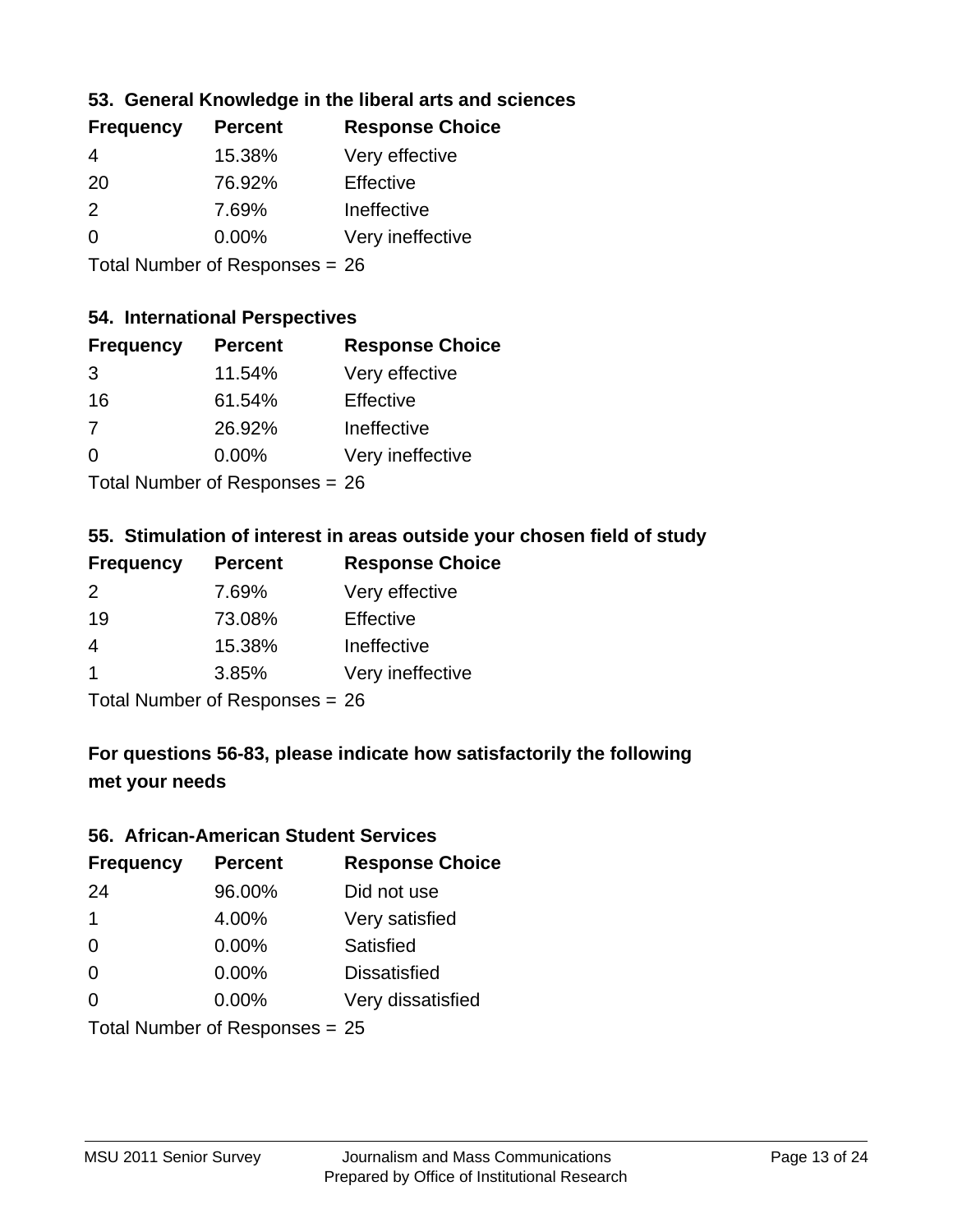### 53. General Knowledge in the liberal arts and sciences

| Frequency | Percent | Response Choice |
| --- | --- | --- |
| 4 | 15.38% | Very effective |
| 20 | 76.92% | Effective |
| 2 | 7.69% | Ineffective |
| 0 | 0.00% | Very ineffective |

Total Number of Responses = 26

### 54. International Perspectives

| Frequency | Percent | Response Choice |
| --- | --- | --- |
| 3 | 11.54% | Very effective |
| 16 | 61.54% | Effective |
| 7 | 26.92% | Ineffective |
| 0 | 0.00% | Very ineffective |

Total Number of Responses = 26

### 55. Stimulation of interest in areas outside your chosen field of study

| Frequency | Percent | Response Choice |
| --- | --- | --- |
| 2 | 7.69% | Very effective |
| 19 | 73.08% | Effective |
| 4 | 15.38% | Ineffective |
| 1 | 3.85% | Very ineffective |

Total Number of Responses = 26

**For questions 56-83, please indicate how satisfactorily the following met your needs**

### 56. African-American Student Services

| Frequency | Percent | Response Choice |
| --- | --- | --- |
| 24 | 96.00% | Did not use |
| 1 | 4.00% | Very satisfied |
| 0 | 0.00% | Satisfied |
| 0 | 0.00% | Dissatisfied |
| 0 | 0.00% | Very dissatisfied |

Total Number of Responses = 25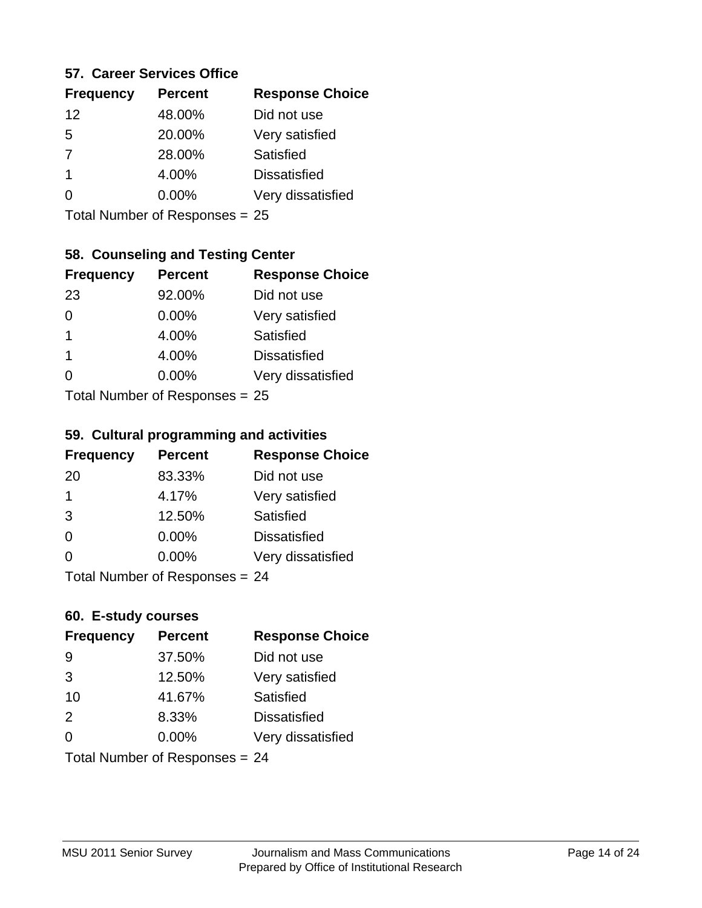### 57. Career Services Office

| Frequency | Percent | Response Choice |
|---|---|---|
| 12 | 48.00% | Did not use |
| 5 | 20.00% | Very satisfied |
| 7 | 28.00% | Satisfied |
| 1 | 4.00% | Dissatisfied |
| 0 | 0.00% | Very dissatisfied |

Total Number of Responses = 25

### 58. Counseling and Testing Center

| Frequency | Percent | Response Choice |
|---|---|---|
| 23 | 92.00% | Did not use |
| 0 | 0.00% | Very satisfied |
| 1 | 4.00% | Satisfied |
| 1 | 4.00% | Dissatisfied |
| 0 | 0.00% | Very dissatisfied |

Total Number of Responses = 25

### 59. Cultural programming and activities

| Frequency | Percent | Response Choice |
|---|---|---|
| 20 | 83.33% | Did not use |
| 1 | 4.17% | Very satisfied |
| 3 | 12.50% | Satisfied |
| 0 | 0.00% | Dissatisfied |
| 0 | 0.00% | Very dissatisfied |

Total Number of Responses = 24

### 60. E-study courses

| Frequency | Percent | Response Choice |
|---|---|---|
| 9 | 37.50% | Did not use |
| 3 | 12.50% | Very satisfied |
| 10 | 41.67% | Satisfied |
| 2 | 8.33% | Dissatisfied |
| 0 | 0.00% | Very dissatisfied |

Total Number of Responses = 24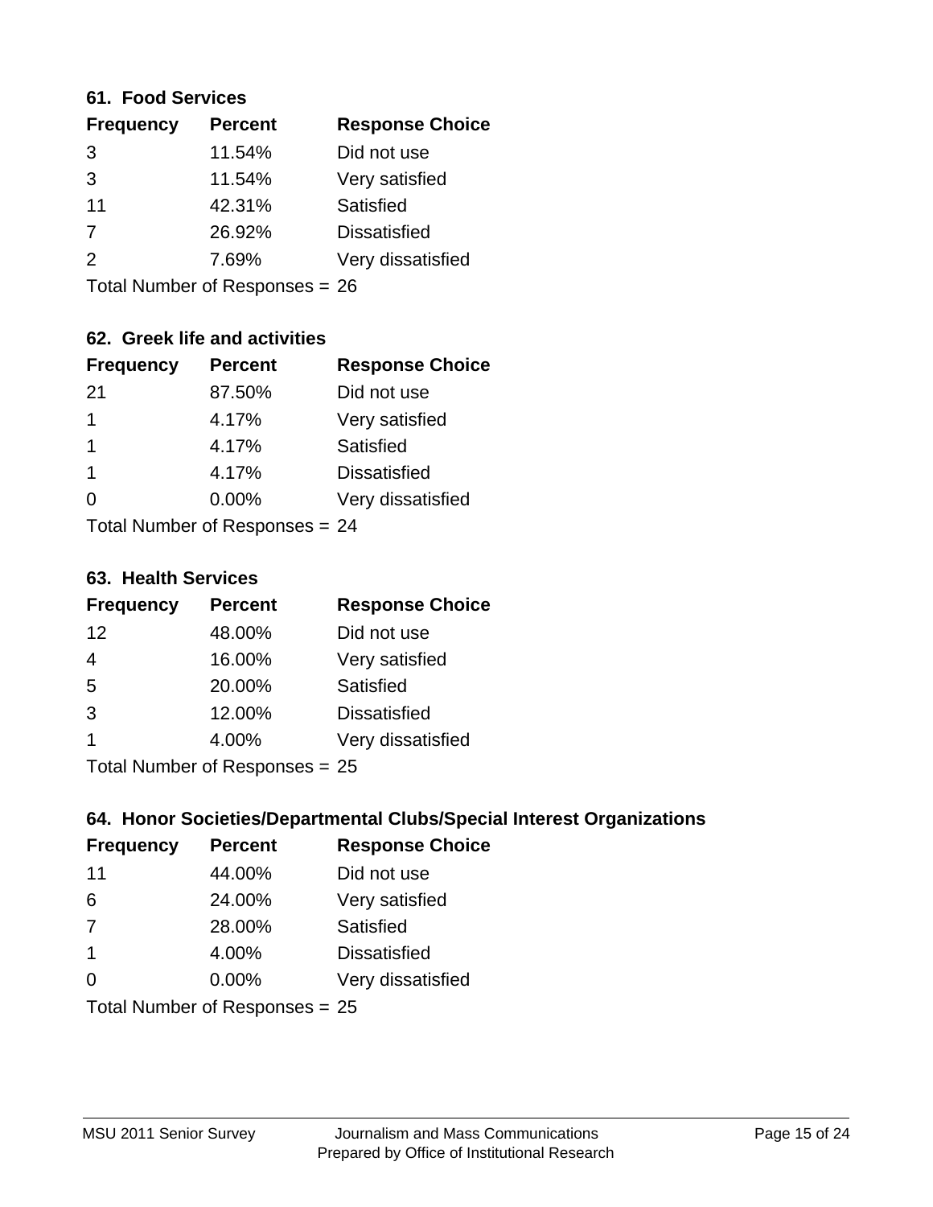### 61. Food Services

| Frequency | Percent | Response Choice |
| --- | --- | --- |
| 3 | 11.54% | Did not use |
| 3 | 11.54% | Very satisfied |
| 11 | 42.31% | Satisfied |
| 7 | 26.92% | Dissatisfied |
| 2 | 7.69% | Very dissatisfied |

Total Number of Responses = 26

### 62. Greek life and activities

| Frequency | Percent | Response Choice |
| --- | --- | --- |
| 21 | 87.50% | Did not use |
| 1 | 4.17% | Very satisfied |
| 1 | 4.17% | Satisfied |
| 1 | 4.17% | Dissatisfied |
| 0 | 0.00% | Very dissatisfied |

Total Number of Responses = 24

### 63. Health Services

| Frequency | Percent | Response Choice |
| --- | --- | --- |
| 12 | 48.00% | Did not use |
| 4 | 16.00% | Very satisfied |
| 5 | 20.00% | Satisfied |
| 3 | 12.00% | Dissatisfied |
| 1 | 4.00% | Very dissatisfied |

Total Number of Responses = 25

### 64. Honor Societies/Departmental Clubs/Special Interest Organizations

| Frequency | Percent | Response Choice |
| --- | --- | --- |
| 11 | 44.00% | Did not use |
| 6 | 24.00% | Very satisfied |
| 7 | 28.00% | Satisfied |
| 1 | 4.00% | Dissatisfied |
| 0 | 0.00% | Very dissatisfied |

Total Number of Responses = 25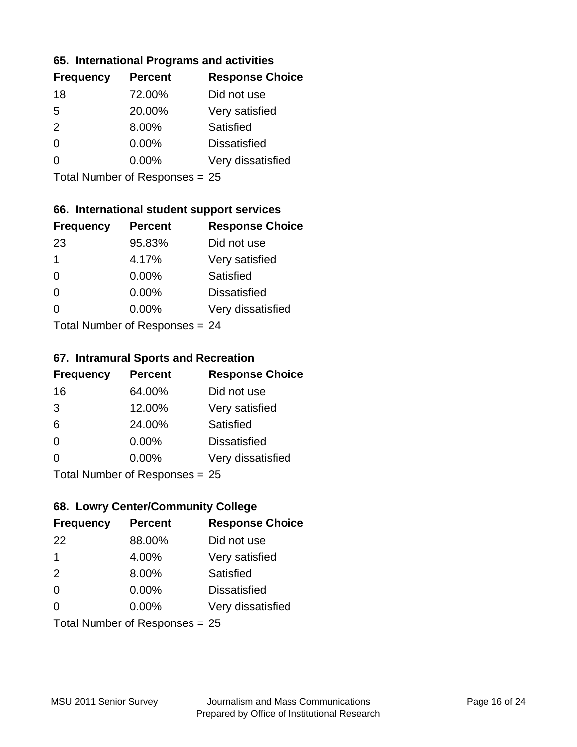### 65. International Programs and activities

| Frequency | Percent | Response Choice |
|---|---|---|
| 18 | 72.00% | Did not use |
| 5 | 20.00% | Very satisfied |
| 2 | 8.00% | Satisfied |
| 0 | 0.00% | Dissatisfied |
| 0 | 0.00% | Very dissatisfied |

Total Number of Responses = 25

### 66. International student support services

| Frequency | Percent | Response Choice |
|---|---|---|
| 23 | 95.83% | Did not use |
| 1 | 4.17% | Very satisfied |
| 0 | 0.00% | Satisfied |
| 0 | 0.00% | Dissatisfied |
| 0 | 0.00% | Very dissatisfied |

Total Number of Responses = 24

### 67. Intramural Sports and Recreation

| Frequency | Percent | Response Choice |
|---|---|---|
| 16 | 64.00% | Did not use |
| 3 | 12.00% | Very satisfied |
| 6 | 24.00% | Satisfied |
| 0 | 0.00% | Dissatisfied |
| 0 | 0.00% | Very dissatisfied |

Total Number of Responses = 25

### 68. Lowry Center/Community College

| Frequency | Percent | Response Choice |
|---|---|---|
| 22 | 88.00% | Did not use |
| 1 | 4.00% | Very satisfied |
| 2 | 8.00% | Satisfied |
| 0 | 0.00% | Dissatisfied |
| 0 | 0.00% | Very dissatisfied |

Total Number of Responses = 25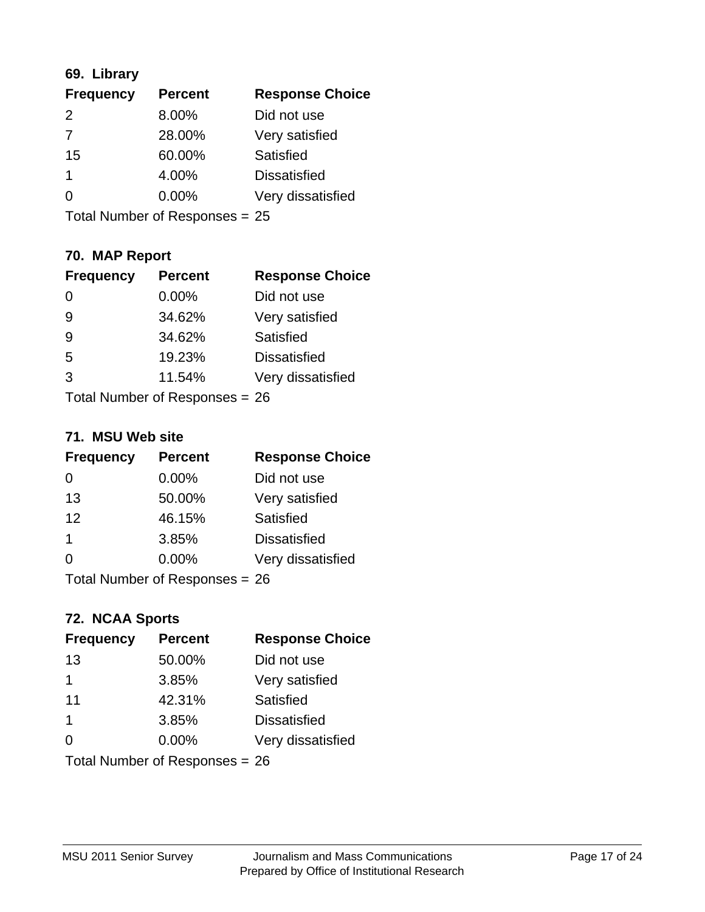### 69. Library

| Frequency | Percent | Response Choice |
| --- | --- | --- |
| 2 | 8.00% | Did not use |
| 7 | 28.00% | Very satisfied |
| 15 | 60.00% | Satisfied |
| 1 | 4.00% | Dissatisfied |
| 0 | 0.00% | Very dissatisfied |

Total Number of Responses = 25

### 70. MAP Report

| Frequency | Percent | Response Choice |
| --- | --- | --- |
| 0 | 0.00% | Did not use |
| 9 | 34.62% | Very satisfied |
| 9 | 34.62% | Satisfied |
| 5 | 19.23% | Dissatisfied |
| 3 | 11.54% | Very dissatisfied |

Total Number of Responses = 26

### 71. MSU Web site

| Frequency | Percent | Response Choice |
| --- | --- | --- |
| 0 | 0.00% | Did not use |
| 13 | 50.00% | Very satisfied |
| 12 | 46.15% | Satisfied |
| 1 | 3.85% | Dissatisfied |
| 0 | 0.00% | Very dissatisfied |

Total Number of Responses = 26

### 72. NCAA Sports

| Frequency | Percent | Response Choice |
| --- | --- | --- |
| 13 | 50.00% | Did not use |
| 1 | 3.85% | Very satisfied |
| 11 | 42.31% | Satisfied |
| 1 | 3.85% | Dissatisfied |
| 0 | 0.00% | Very dissatisfied |

Total Number of Responses = 26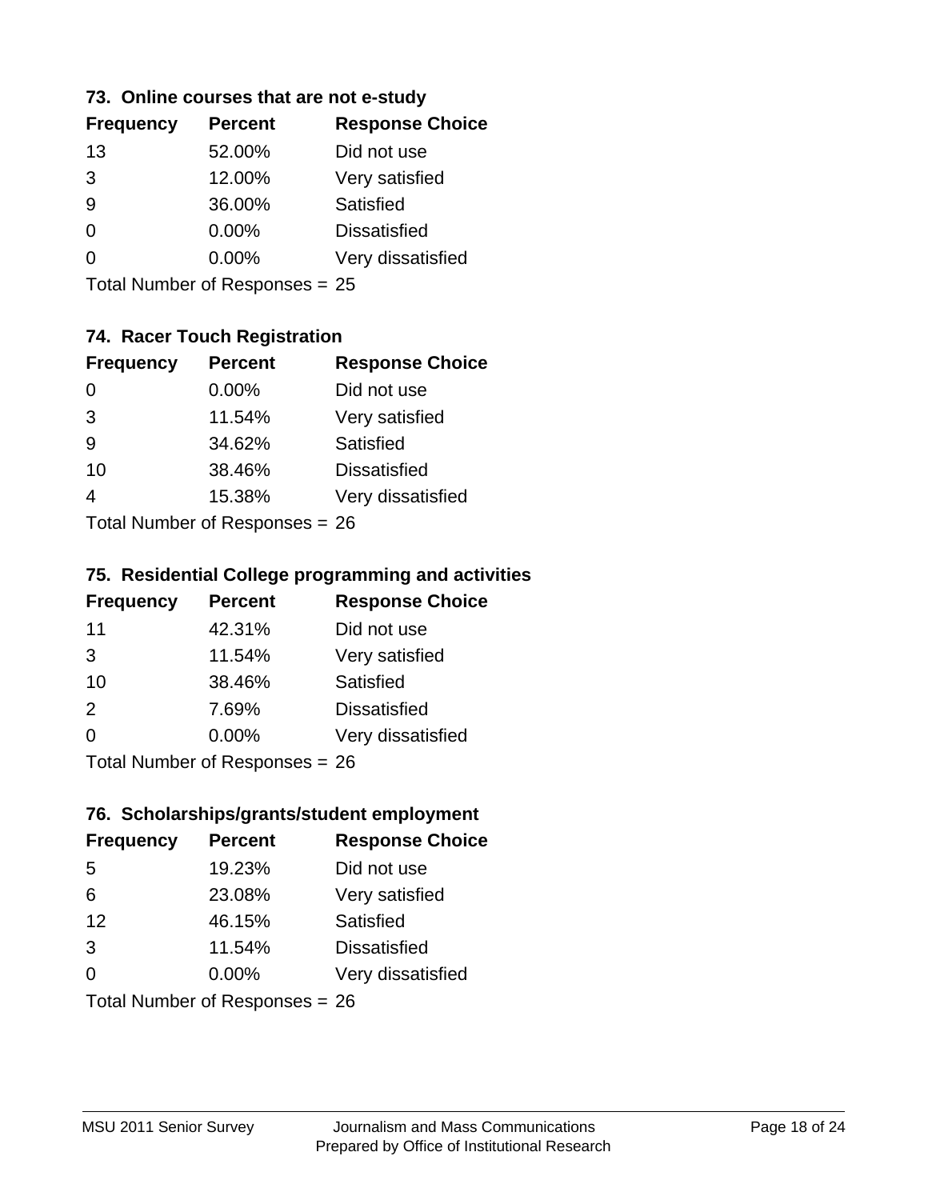### 73. Online courses that are not e-study

| Frequency | Percent | Response Choice |
|---|---|---|
| 13 | 52.00% | Did not use |
| 3 | 12.00% | Very satisfied |
| 9 | 36.00% | Satisfied |
| 0 | 0.00% | Dissatisfied |
| 0 | 0.00% | Very dissatisfied |

Total Number of Responses = 25

### 74. Racer Touch Registration

| Frequency | Percent | Response Choice |
|---|---|---|
| 0 | 0.00% | Did not use |
| 3 | 11.54% | Very satisfied |
| 9 | 34.62% | Satisfied |
| 10 | 38.46% | Dissatisfied |
| 4 | 15.38% | Very dissatisfied |

Total Number of Responses = 26

### 75. Residential College programming and activities

| Frequency | Percent | Response Choice |
|---|---|---|
| 11 | 42.31% | Did not use |
| 3 | 11.54% | Very satisfied |
| 10 | 38.46% | Satisfied |
| 2 | 7.69% | Dissatisfied |
| 0 | 0.00% | Very dissatisfied |

Total Number of Responses = 26

### 76. Scholarships/grants/student employment

| Frequency | Percent | Response Choice |
|---|---|---|
| 5 | 19.23% | Did not use |
| 6 | 23.08% | Very satisfied |
| 12 | 46.15% | Satisfied |
| 3 | 11.54% | Dissatisfied |
| 0 | 0.00% | Very dissatisfied |

Total Number of Responses = 26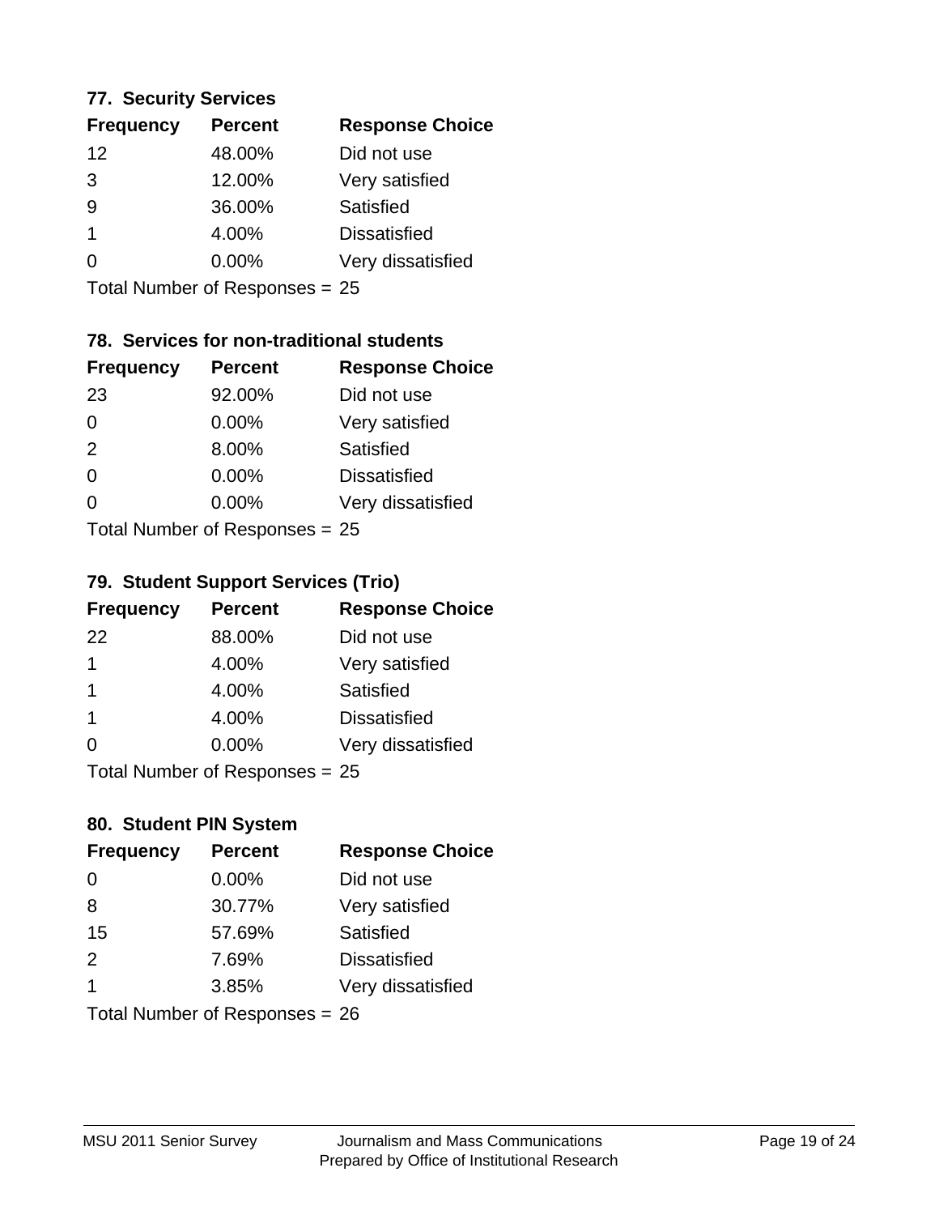### 77. Security Services

| Frequency | Percent | Response Choice |
| --- | --- | --- |
| 12 | 48.00% | Did not use |
| 3 | 12.00% | Very satisfied |
| 9 | 36.00% | Satisfied |
| 1 | 4.00% | Dissatisfied |
| 0 | 0.00% | Very dissatisfied |

Total Number of Responses = 25

### 78. Services for non-traditional students

| Frequency | Percent | Response Choice |
| --- | --- | --- |
| 23 | 92.00% | Did not use |
| 0 | 0.00% | Very satisfied |
| 2 | 8.00% | Satisfied |
| 0 | 0.00% | Dissatisfied |
| 0 | 0.00% | Very dissatisfied |

Total Number of Responses = 25

### 79. Student Support Services (Trio)

| Frequency | Percent | Response Choice |
| --- | --- | --- |
| 22 | 88.00% | Did not use |
| 1 | 4.00% | Very satisfied |
| 1 | 4.00% | Satisfied |
| 1 | 4.00% | Dissatisfied |
| 0 | 0.00% | Very dissatisfied |

Total Number of Responses = 25

### 80. Student PIN System

| Frequency | Percent | Response Choice |
| --- | --- | --- |
| 0 | 0.00% | Did not use |
| 8 | 30.77% | Very satisfied |
| 15 | 57.69% | Satisfied |
| 2 | 7.69% | Dissatisfied |
| 1 | 3.85% | Very dissatisfied |

Total Number of Responses = 26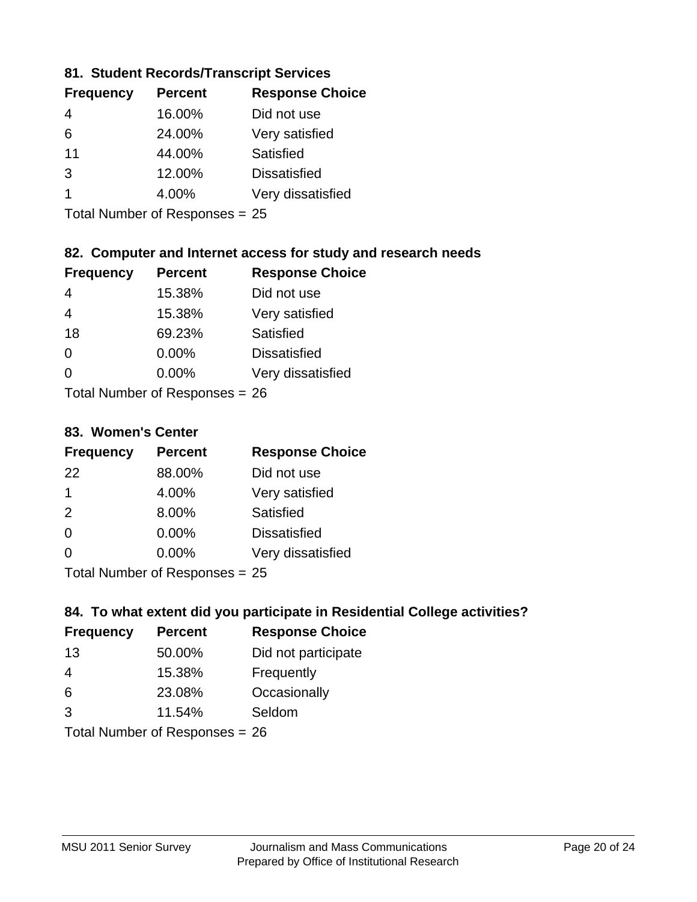### 81. Student Records/Transcript Services

| Frequency | Percent | Response Choice |
|---|---|---|
| 4 | 16.00% | Did not use |
| 6 | 24.00% | Very satisfied |
| 11 | 44.00% | Satisfied |
| 3 | 12.00% | Dissatisfied |
| 1 | 4.00% | Very dissatisfied |

Total Number of Responses = 25

### 82. Computer and Internet access for study and research needs

| Frequency | Percent | Response Choice |
|---|---|---|
| 4 | 15.38% | Did not use |
| 4 | 15.38% | Very satisfied |
| 18 | 69.23% | Satisfied |
| 0 | 0.00% | Dissatisfied |
| 0 | 0.00% | Very dissatisfied |

Total Number of Responses = 26

### 83. Women's Center

| Frequency | Percent | Response Choice |
|---|---|---|
| 22 | 88.00% | Did not use |
| 1 | 4.00% | Very satisfied |
| 2 | 8.00% | Satisfied |
| 0 | 0.00% | Dissatisfied |
| 0 | 0.00% | Very dissatisfied |

Total Number of Responses = 25

### 84. To what extent did you participate in Residential College activities?

| Frequency | Percent | Response Choice |
|---|---|---|
| 13 | 50.00% | Did not participate |
| 4 | 15.38% | Frequently |
| 6 | 23.08% | Occasionally |
| 3 | 11.54% | Seldom |

Total Number of Responses = 26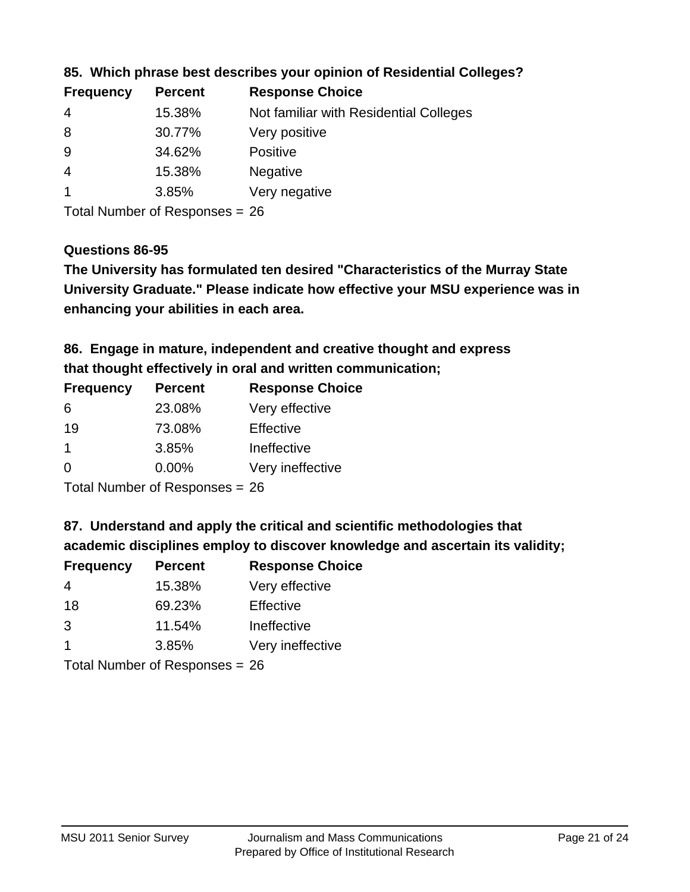### 85. Which phrase best describes your opinion of Residential Colleges?

| Frequency | Percent | Response Choice |
|---|---|---|
| 4 | 15.38% | Not familiar with Residential Colleges |
| 8 | 30.77% | Very positive |
| 9 | 34.62% | Positive |
| 4 | 15.38% | Negative |
| 1 | 3.85% | Very negative |

Total Number of Responses = 26

### Questions 86-95

**The University has formulated ten desired "Characteristics of the Murray State University Graduate." Please indicate how effective your MSU experience was in enhancing your abilities in each area.**

### 86. Engage in mature, independent and creative thought and express that thought effectively in oral and written communication;

| Frequency | Percent | Response Choice |
|---|---|---|
| 6 | 23.08% | Very effective |
| 19 | 73.08% | Effective |
| 1 | 3.85% | Ineffective |
| 0 | 0.00% | Very ineffective |

Total Number of Responses = 26

### 87. Understand and apply the critical and scientific methodologies that academic disciplines employ to discover knowledge and ascertain its validity;

| Frequency | Percent | Response Choice |
|---|---|---|
| 4 | 15.38% | Very effective |
| 18 | 69.23% | Effective |
| 3 | 11.54% | Ineffective |
| 1 | 3.85% | Very ineffective |

Total Number of Responses = 26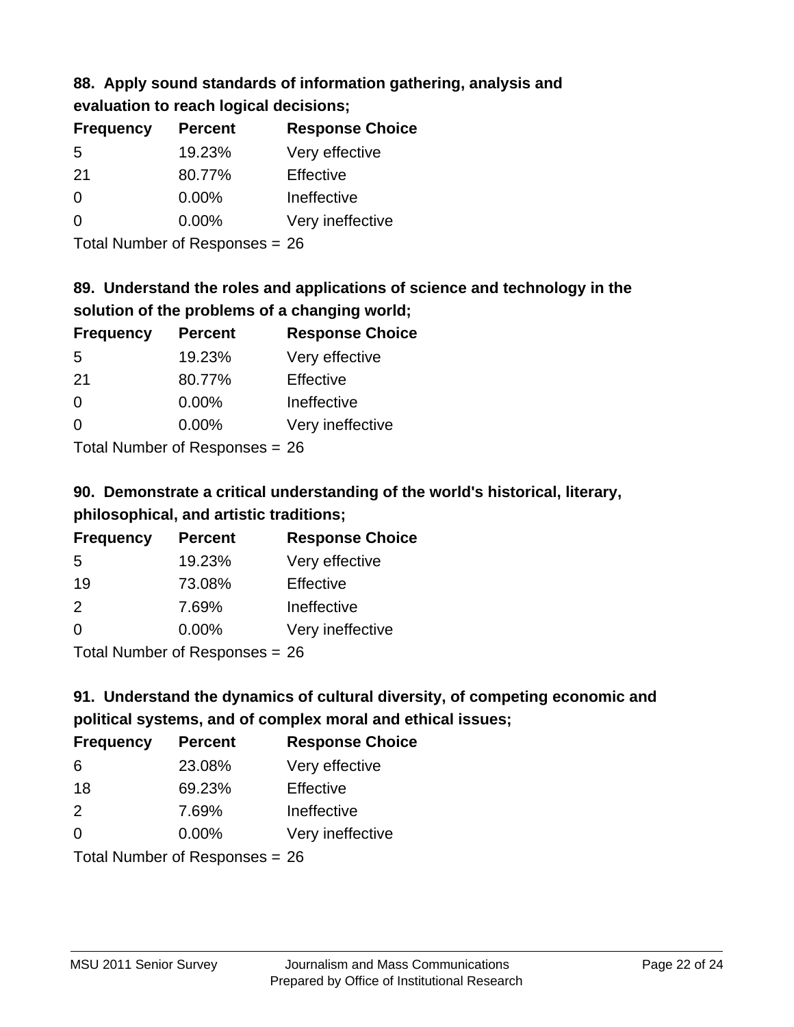### 88. Apply sound standards of information gathering, analysis and evaluation to reach logical decisions;

| Frequency | Percent | Response Choice |
| --- | --- | --- |
| 5 | 19.23% | Very effective |
| 21 | 80.77% | Effective |
| 0 | 0.00% | Ineffective |
| 0 | 0.00% | Very ineffective |

Total Number of Responses = 26

### 89. Understand the roles and applications of science and technology in the solution of the problems of a changing world;

| Frequency | Percent | Response Choice |
| --- | --- | --- |
| 5 | 19.23% | Very effective |
| 21 | 80.77% | Effective |
| 0 | 0.00% | Ineffective |
| 0 | 0.00% | Very ineffective |

Total Number of Responses = 26

### 90. Demonstrate a critical understanding of the world's historical, literary, philosophical, and artistic traditions;

| Frequency | Percent | Response Choice |
| --- | --- | --- |
| 5 | 19.23% | Very effective |
| 19 | 73.08% | Effective |
| 2 | 7.69% | Ineffective |
| 0 | 0.00% | Very ineffective |

Total Number of Responses = 26

### 91. Understand the dynamics of cultural diversity, of competing economic and political systems, and of complex moral and ethical issues;

| Frequency | Percent | Response Choice |
| --- | --- | --- |
| 6 | 23.08% | Very effective |
| 18 | 69.23% | Effective |
| 2 | 7.69% | Ineffective |
| 0 | 0.00% | Very ineffective |

Total Number of Responses = 26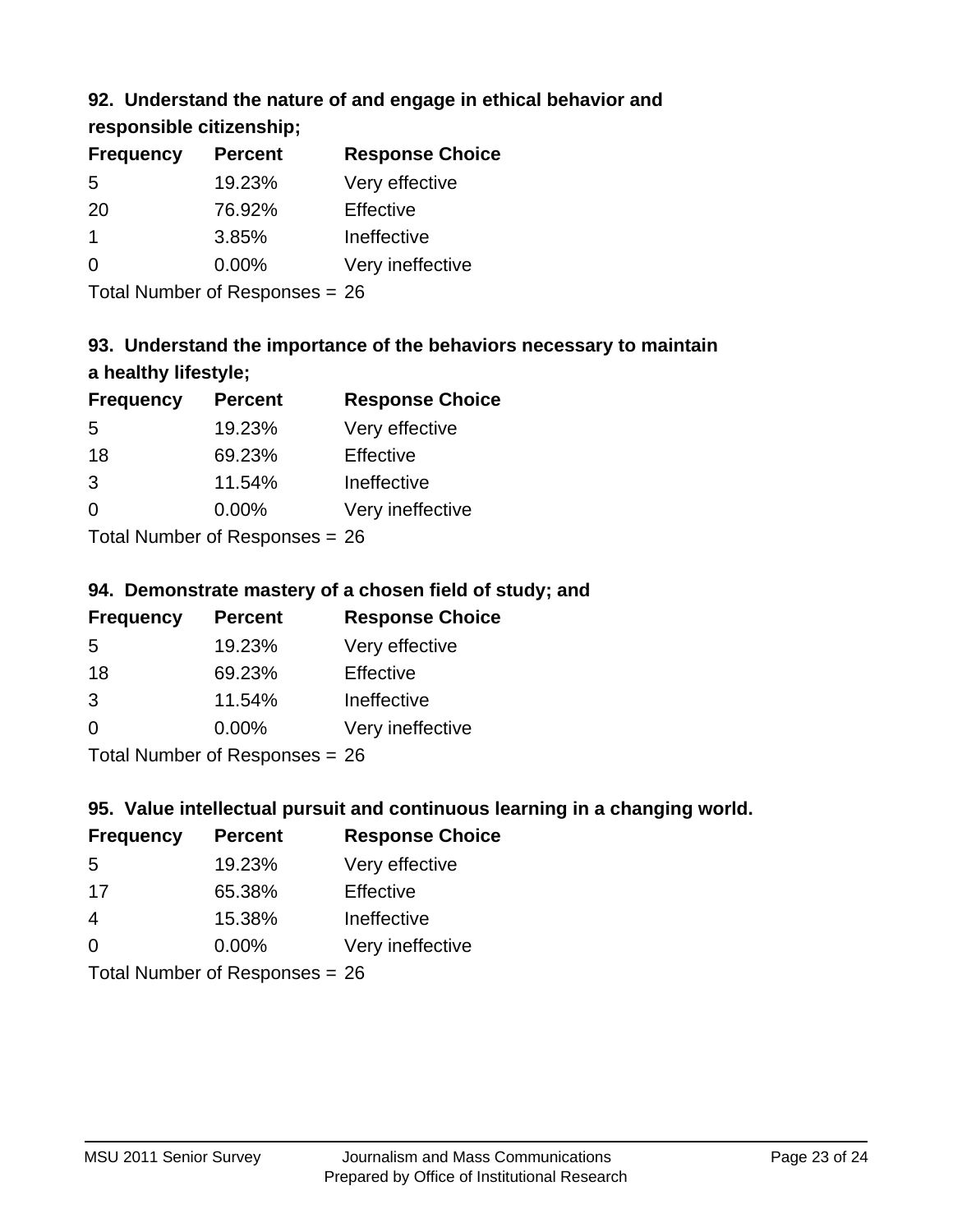### 92. Understand the nature of and engage in ethical behavior and responsible citizenship;

| Frequency | Percent | Response Choice |
|---|---|---|
| 5 | 19.23% | Very effective |
| 20 | 76.92% | Effective |
| 1 | 3.85% | Ineffective |
| 0 | 0.00% | Very ineffective |

Total Number of Responses = 26

### 93. Understand the importance of the behaviors necessary to maintain a healthy lifestyle;

| Frequency | Percent | Response Choice |
|---|---|---|
| 5 | 19.23% | Very effective |
| 18 | 69.23% | Effective |
| 3 | 11.54% | Ineffective |
| 0 | 0.00% | Very ineffective |

Total Number of Responses = 26

### 94. Demonstrate mastery of a chosen field of study; and

| Frequency | Percent | Response Choice |
|---|---|---|
| 5 | 19.23% | Very effective |
| 18 | 69.23% | Effective |
| 3 | 11.54% | Ineffective |
| 0 | 0.00% | Very ineffective |

Total Number of Responses = 26

### 95. Value intellectual pursuit and continuous learning in a changing world.

| Frequency | Percent | Response Choice |
|---|---|---|
| 5 | 19.23% | Very effective |
| 17 | 65.38% | Effective |
| 4 | 15.38% | Ineffective |
| 0 | 0.00% | Very ineffective |

Total Number of Responses = 26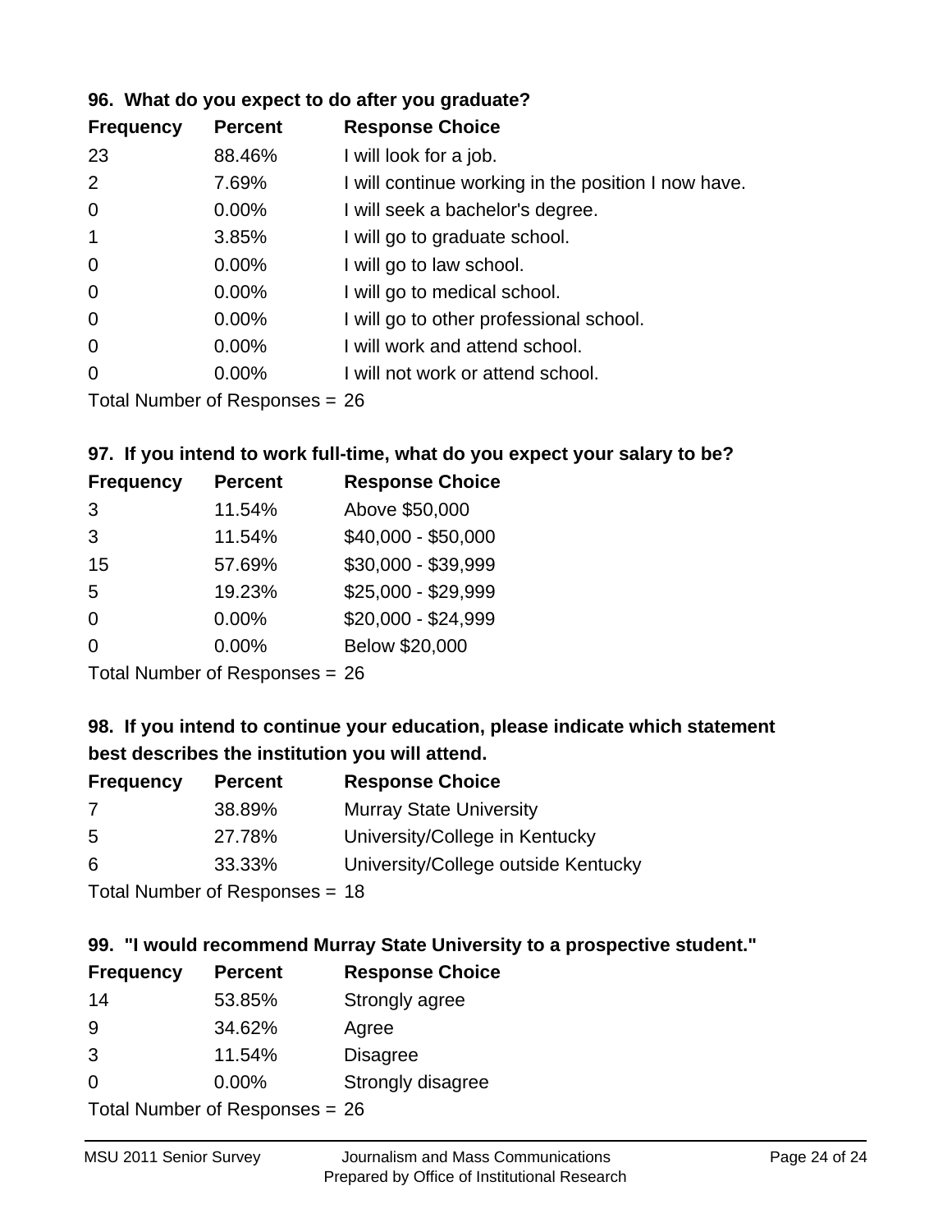### 96. What do you expect to do after you graduate?

| Frequency | Percent | Response Choice |
|---|---|---|
| 23 | 88.46% | I will look for a job. |
| 2 | 7.69% | I will continue working in the position I now have. |
| 0 | 0.00% | I will seek a bachelor's degree. |
| 1 | 3.85% | I will go to graduate school. |
| 0 | 0.00% | I will go to law school. |
| 0 | 0.00% | I will go to medical school. |
| 0 | 0.00% | I will go to other professional school. |
| 0 | 0.00% | I will work and attend school. |
| 0 | 0.00% | I will not work or attend school. |

Total Number of Responses = 26

### 97. If you intend to work full-time, what do you expect your salary to be?

| Frequency | Percent | Response Choice |
|---|---|---|
| 3 | 11.54% | Above $50,000 |
| 3 | 11.54% | $40,000 - $50,000 |
| 15 | 57.69% | $30,000 - $39,999 |
| 5 | 19.23% | $25,000 - $29,999 |
| 0 | 0.00% | $20,000 - $24,999 |
| 0 | 0.00% | Below $20,000 |

Total Number of Responses = 26

### 98. If you intend to continue your education, please indicate which statement best describes the institution you will attend.

| Frequency | Percent | Response Choice |
|---|---|---|
| 7 | 38.89% | Murray State University |
| 5 | 27.78% | University/College in Kentucky |
| 6 | 33.33% | University/College outside Kentucky |

Total Number of Responses = 18

### 99. "I would recommend Murray State University to a prospective student."

| Frequency | Percent | Response Choice |
|---|---|---|
| 14 | 53.85% | Strongly agree |
| 9 | 34.62% | Agree |
| 3 | 11.54% | Disagree |
| 0 | 0.00% | Strongly disagree |

Total Number of Responses = 26